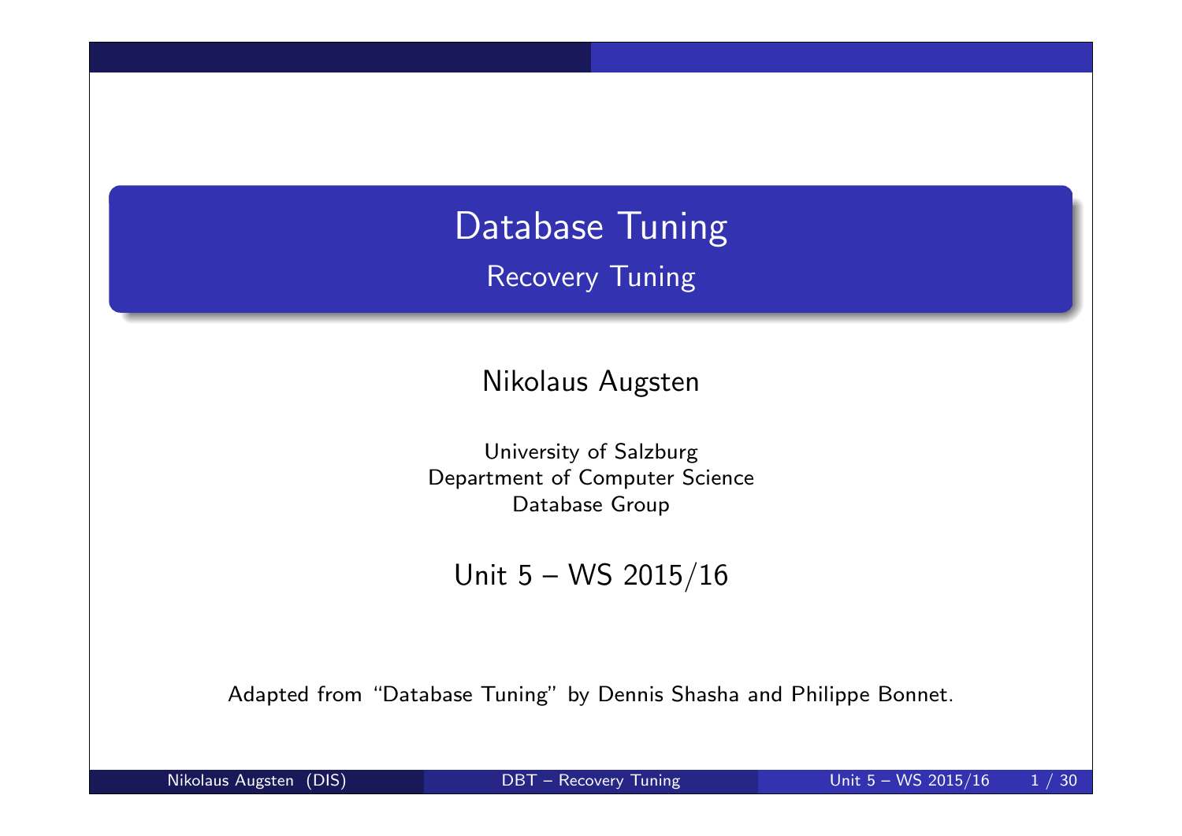# Database Tuning

## Recovery Tuning

Nikolaus Augsten

University of Salzburg
Department of Computer Science
Database Group

Unit 5 – WS 2015/16

Adapted from "Database Tuning" by Dennis Shasha and Philippe Bonnet.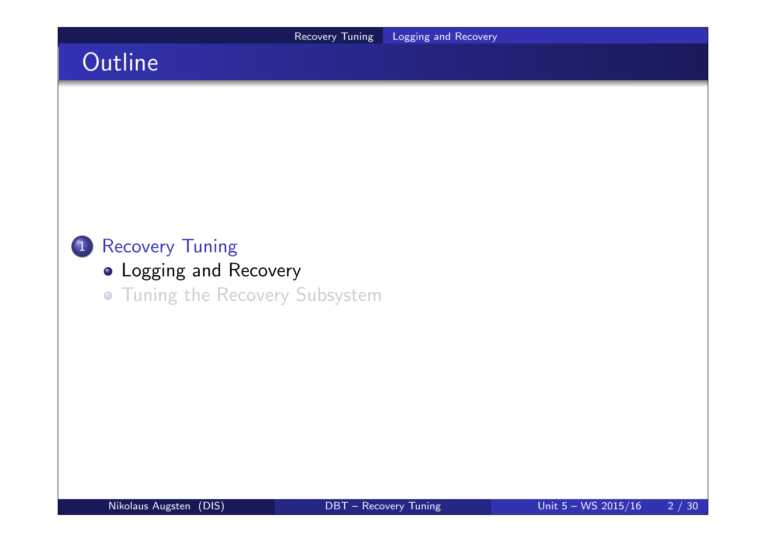# Outline

1. Recovery Tuning
   - Logging and Recovery
   - Tuning the Recovery Subsystem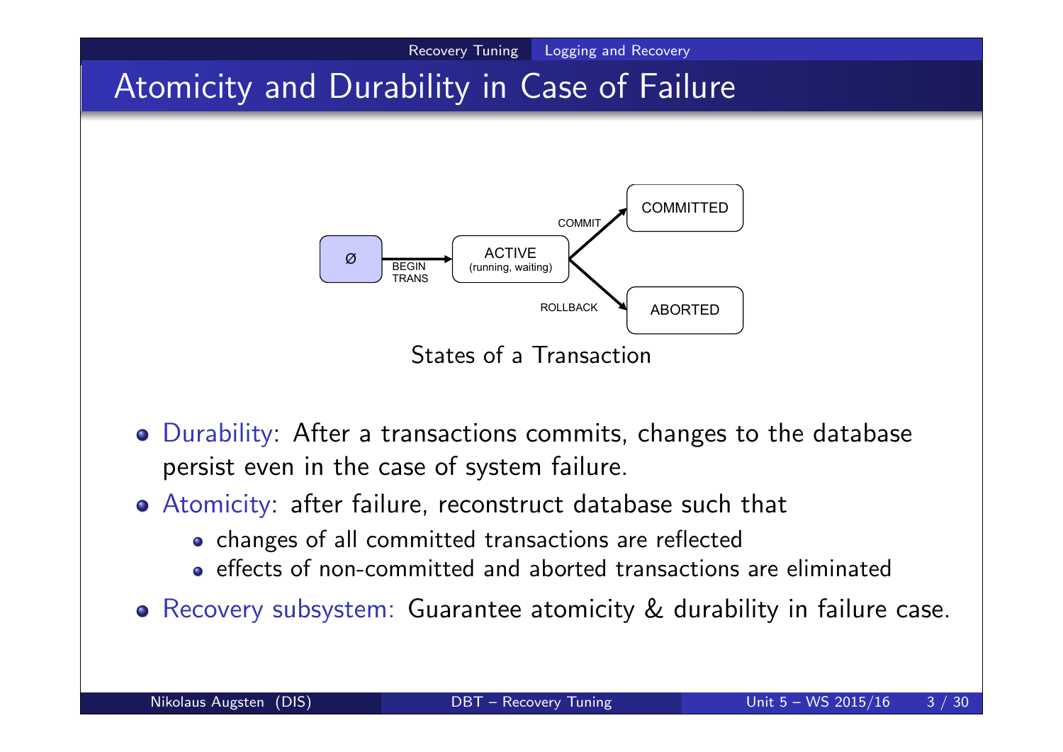# Atomicity and Durability in Case of Failure

States of a Transaction

- Durability: After a transactions commits, changes to the database persist even in the case of system failure.
- Atomicity: after failure, reconstruct database such that
  - changes of all committed transactions are reflected
  - effects of non-committed and aborted transactions are eliminated
- Recovery subsystem: Guarantee atomicity & durability in failure case.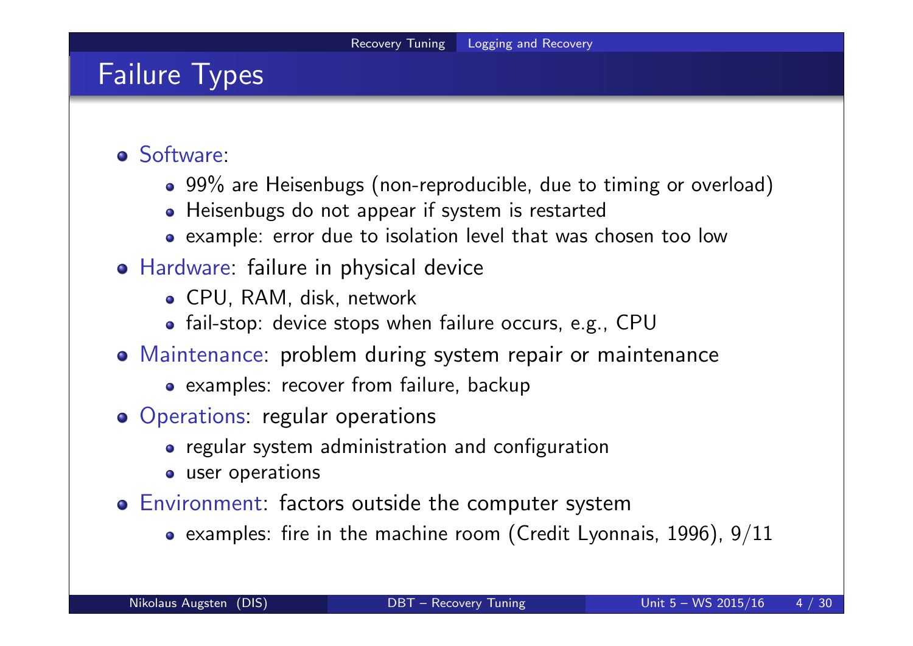# Failure Types

- Software:
  - 99% are Heisenbugs (non-reproducible, due to timing or overload)
  - Heisenbugs do not appear if system is restarted
  - example: error due to isolation level that was chosen too low
- Hardware: failure in physical device
  - CPU, RAM, disk, network
  - fail-stop: device stops when failure occurs, e.g., CPU
- Maintenance: problem during system repair or maintenance
  - examples: recover from failure, backup
- Operations: regular operations
  - regular system administration and configuration
  - user operations
- Environment: factors outside the computer system
  - examples: fire in the machine room (Credit Lyonnais, 1996), 9/11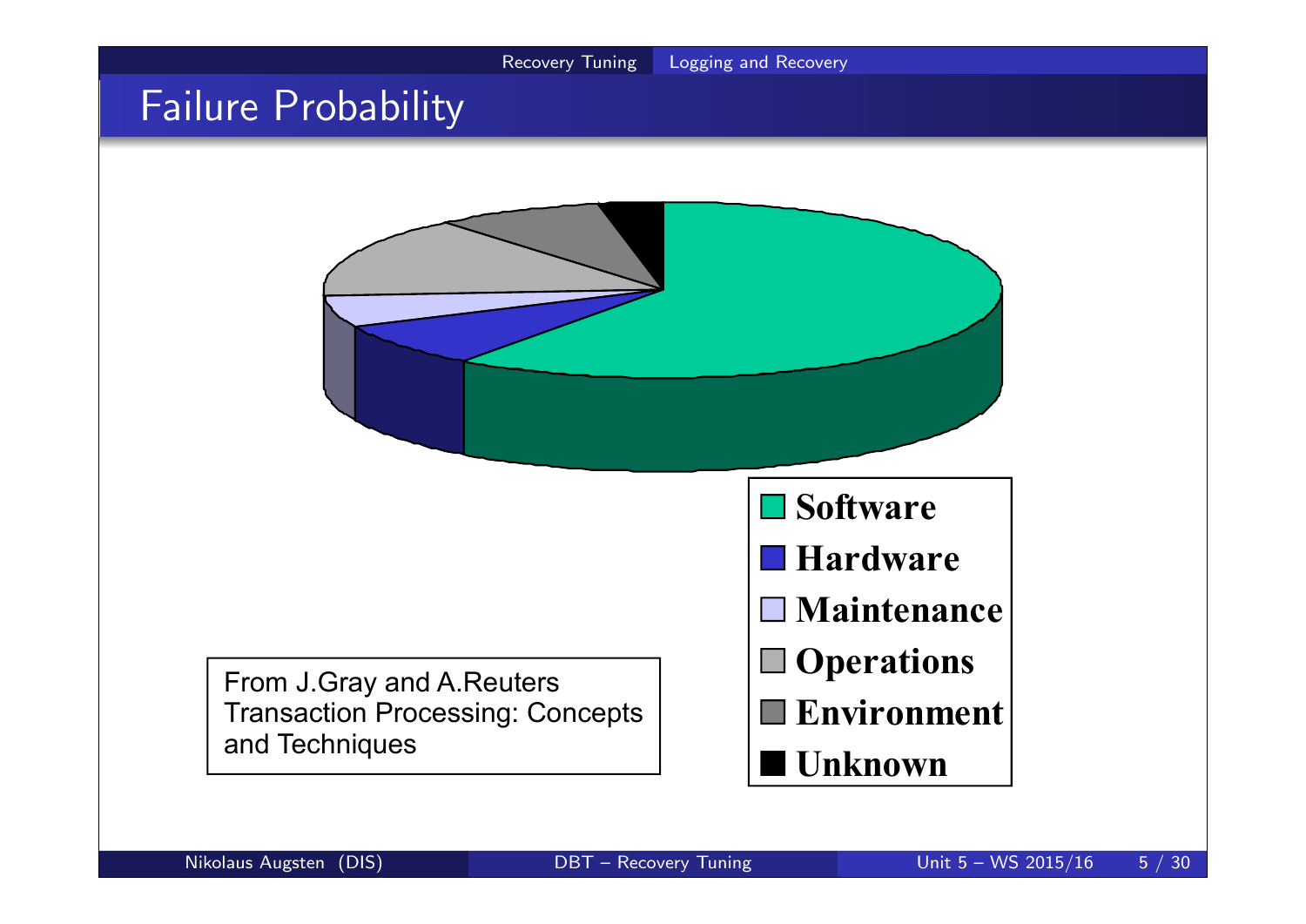# Failure Probability

- Software
- Hardware
- Maintenance
- Operations
- Environment
- Unknown

From J.Gray and A.Reuters Transaction Processing: Concepts and Techniques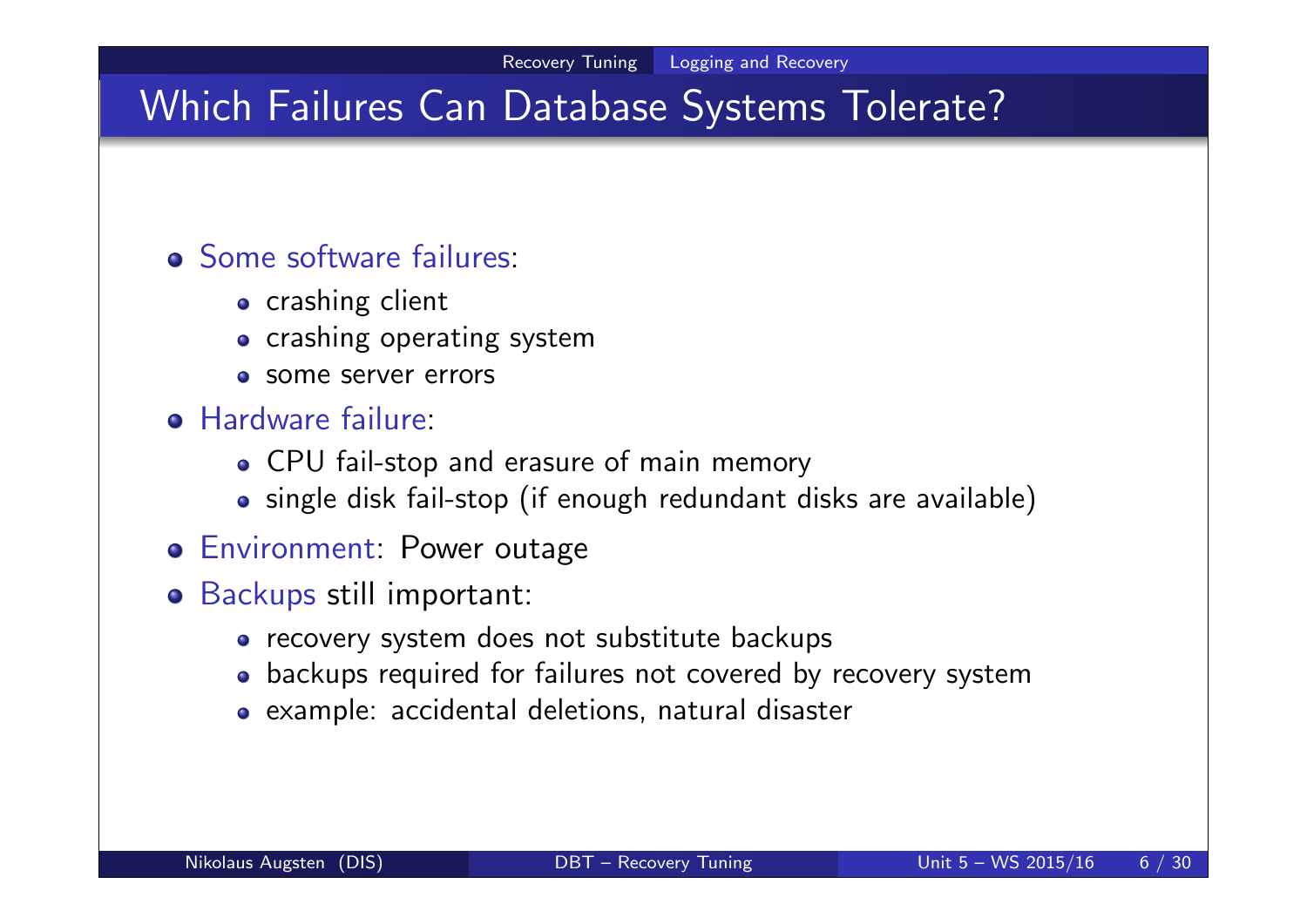# Which Failures Can Database Systems Tolerate?

- Some software failures:
  - crashing client
  - crashing operating system
  - some server errors
- Hardware failure:
  - CPU fail-stop and erasure of main memory
  - single disk fail-stop (if enough redundant disks are available)
- Environment: Power outage
- Backups still important:
  - recovery system does not substitute backups
  - backups required for failures not covered by recovery system
  - example: accidental deletions, natural disaster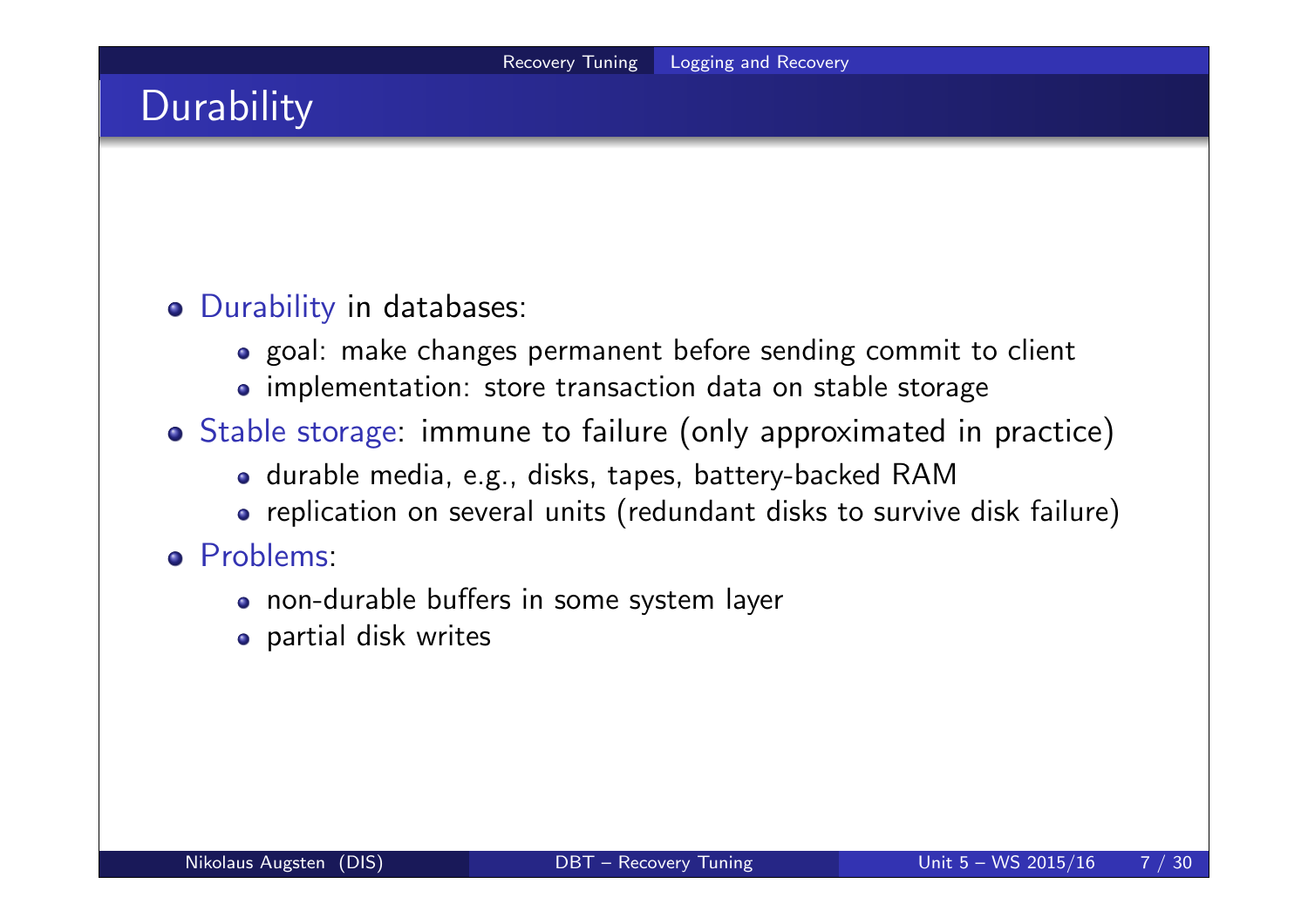# Durability

- Durability in databases:
  - goal: make changes permanent before sending commit to client
  - implementation: store transaction data on stable storage
- Stable storage: immune to failure (only approximated in practice)
  - durable media, e.g., disks, tapes, battery-backed RAM
  - replication on several units (redundant disks to survive disk failure)
- Problems:
  - non-durable buffers in some system layer
  - partial disk writes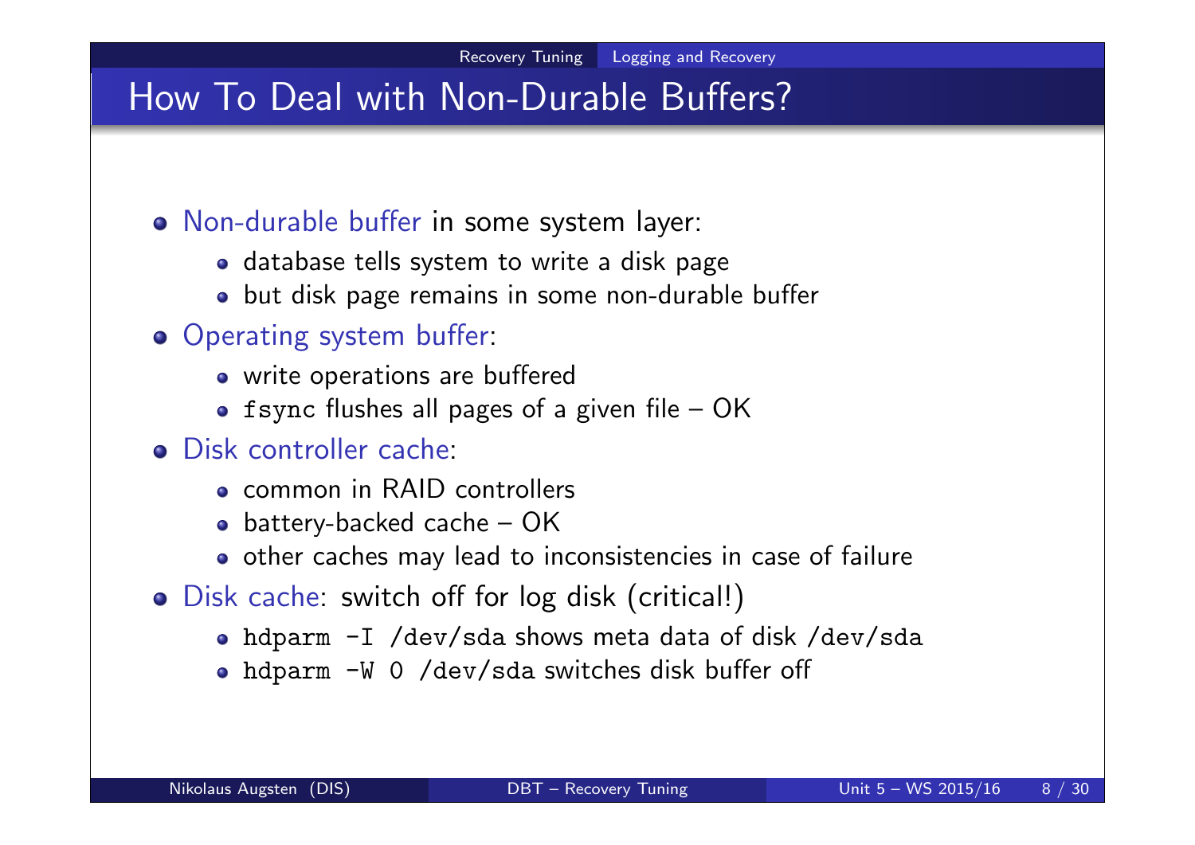# How To Deal with Non-Durable Buffers?

- Non-durable buffer in some system layer:
  - database tells system to write a disk page
  - but disk page remains in some non-durable buffer
- Operating system buffer:
  - write operations are buffered
  - `fsync` flushes all pages of a given file – OK
- Disk controller cache:
  - common in RAID controllers
  - battery-backed cache – OK
  - other caches may lead to inconsistencies in case of failure
- Disk cache: switch off for log disk (critical!)
  - `hdparm -I /dev/sda` shows meta data of disk `/dev/sda`
  - `hdparm -W 0 /dev/sda` switches disk buffer off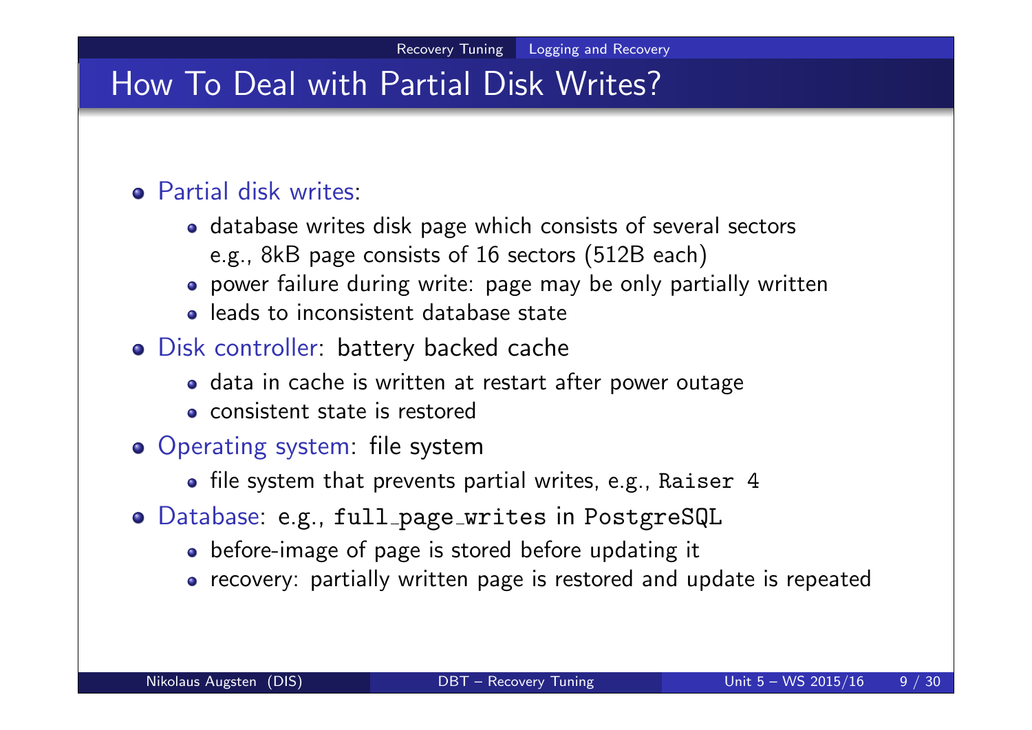# How To Deal with Partial Disk Writes?

- Partial disk writes:
  - database writes disk page which consists of several sectors
    e.g., 8kB page consists of 16 sectors (512B each)
  - power failure during write: page may be only partially written
  - leads to inconsistent database state
- Disk controller: battery backed cache
  - data in cache is written at restart after power outage
  - consistent state is restored
- Operating system: file system
  - file system that prevents partial writes, e.g., `Raiser 4`
- Database: e.g., `full_page_writes` in `PostgreSQL`
  - before-image of page is stored before updating it
  - recovery: partially written page is restored and update is repeated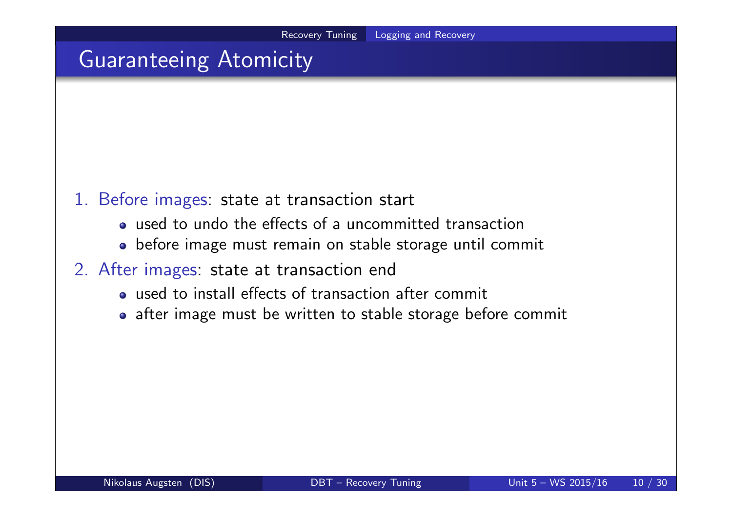# Guaranteeing Atomicity

1. Before images: state at transaction start
   - used to undo the effects of a uncommitted transaction
   - before image must remain on stable storage until commit
2. After images: state at transaction end
   - used to install effects of transaction after commit
   - after image must be written to stable storage before commit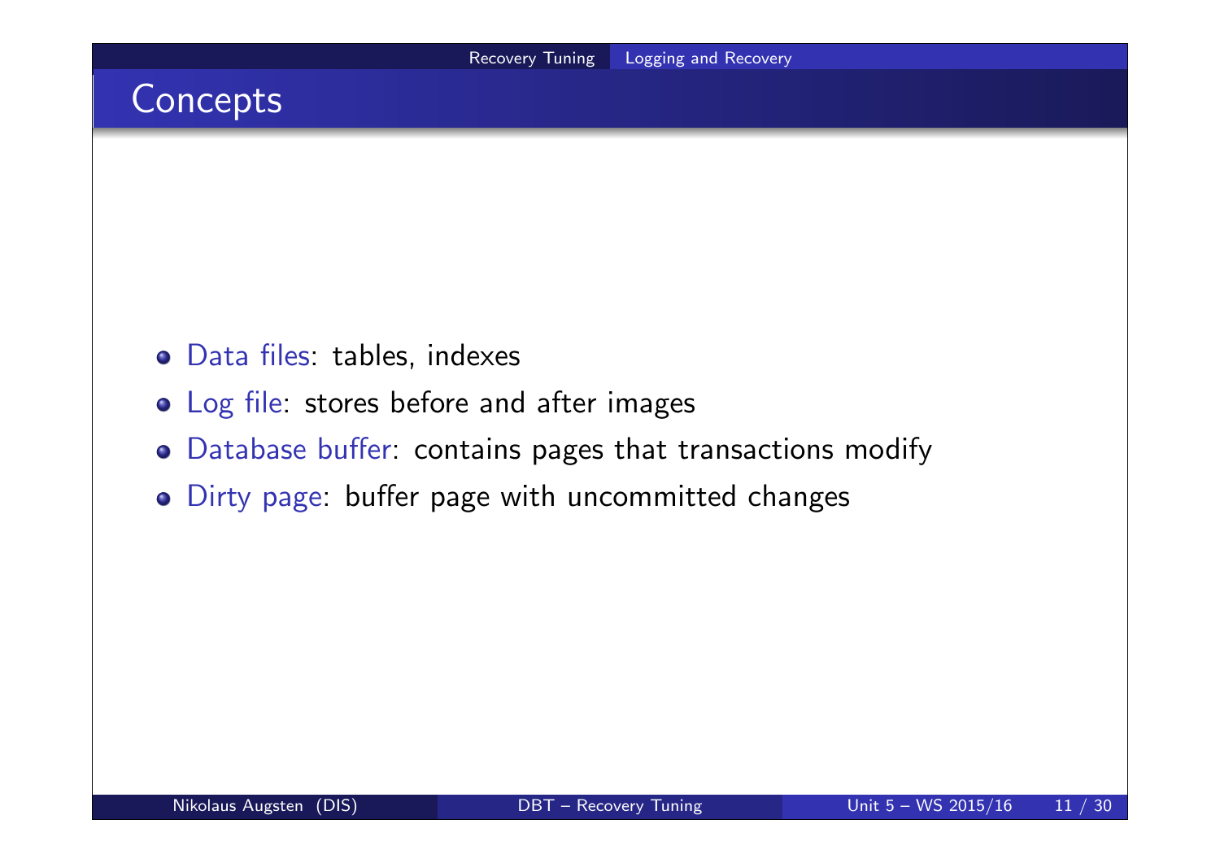# Concepts

- Data files: tables, indexes
- Log file: stores before and after images
- Database buffer: contains pages that transactions modify
- Dirty page: buffer page with uncommitted changes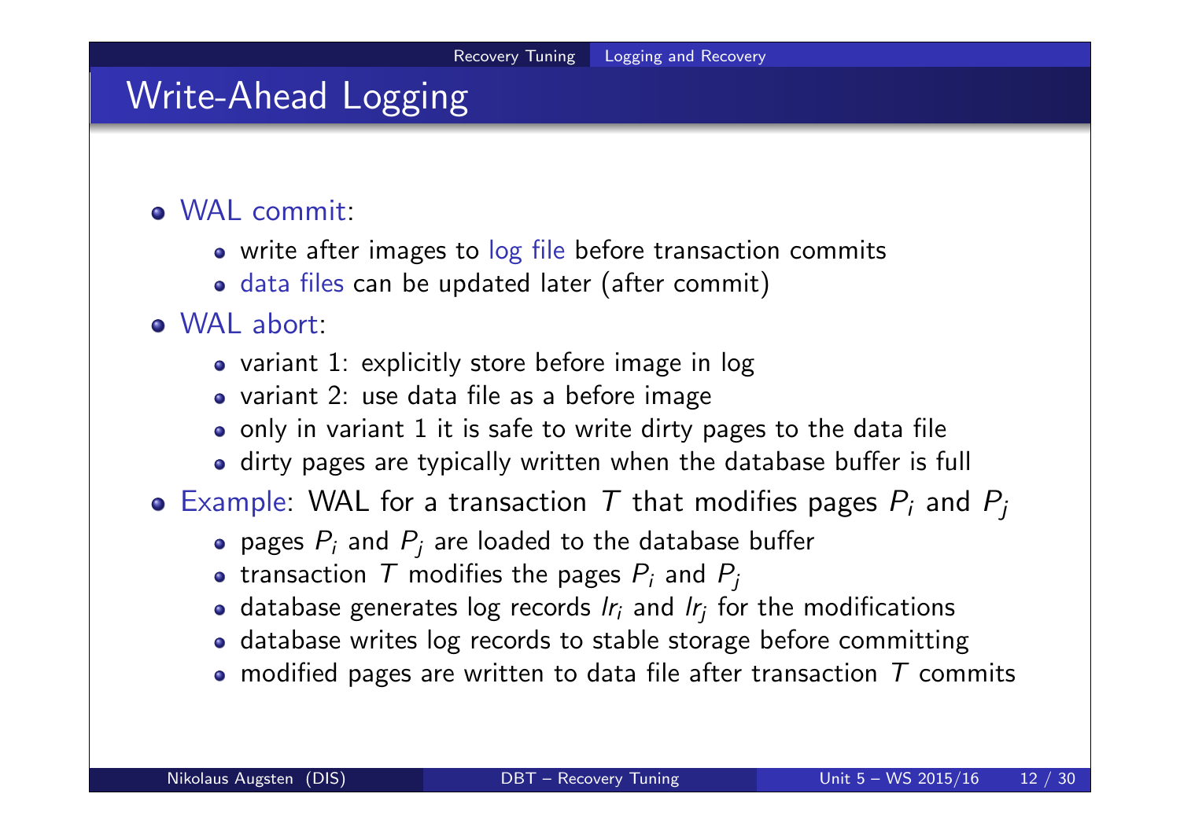# Write-Ahead Logging

- WAL commit:
  - write after images to log file before transaction commits
  - data files can be updated later (after commit)
- WAL abort:
  - variant 1: explicitly store before image in log
  - variant 2: use data file as a before image
  - only in variant 1 it is safe to write dirty pages to the data file
  - dirty pages are typically written when the database buffer is full
- Example: WAL for a transaction $T$ that modifies pages $P_i$ and $P_j$
  - pages $P_i$ and $P_j$ are loaded to the database buffer
  - transaction $T$ modifies the pages $P_i$ and $P_j$
  - database generates log records $lr_i$ and $lr_j$ for the modifications
  - database writes log records to stable storage before committing
  - modified pages are written to data file after transaction $T$ commits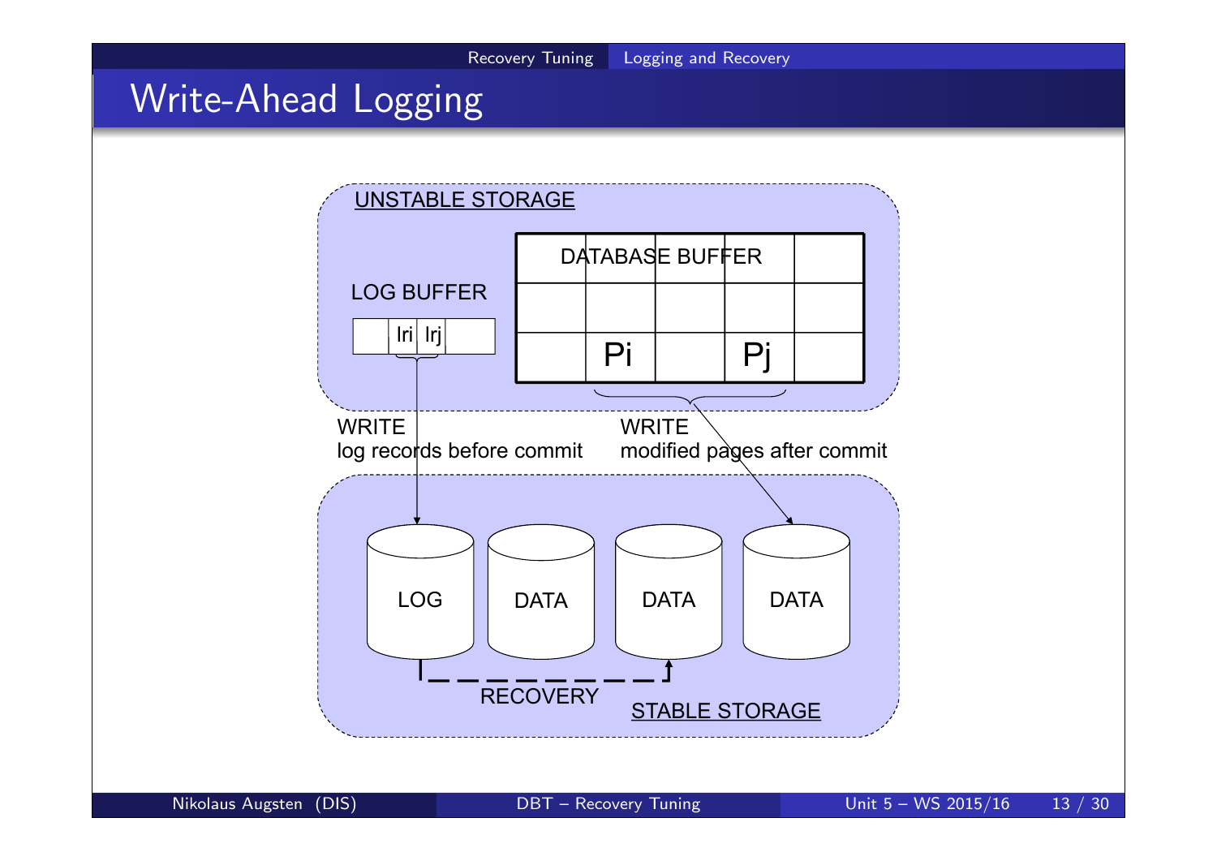# Write-Ahead Logging

UNSTABLE STORAGE

LOG BUFFER

lri lrj

DATABASE BUFFER

Pi Pj

WRITE
log records before commit

WRITE
modified pages after commit

LOG DATA DATA DATA

RECOVERY

STABLE STORAGE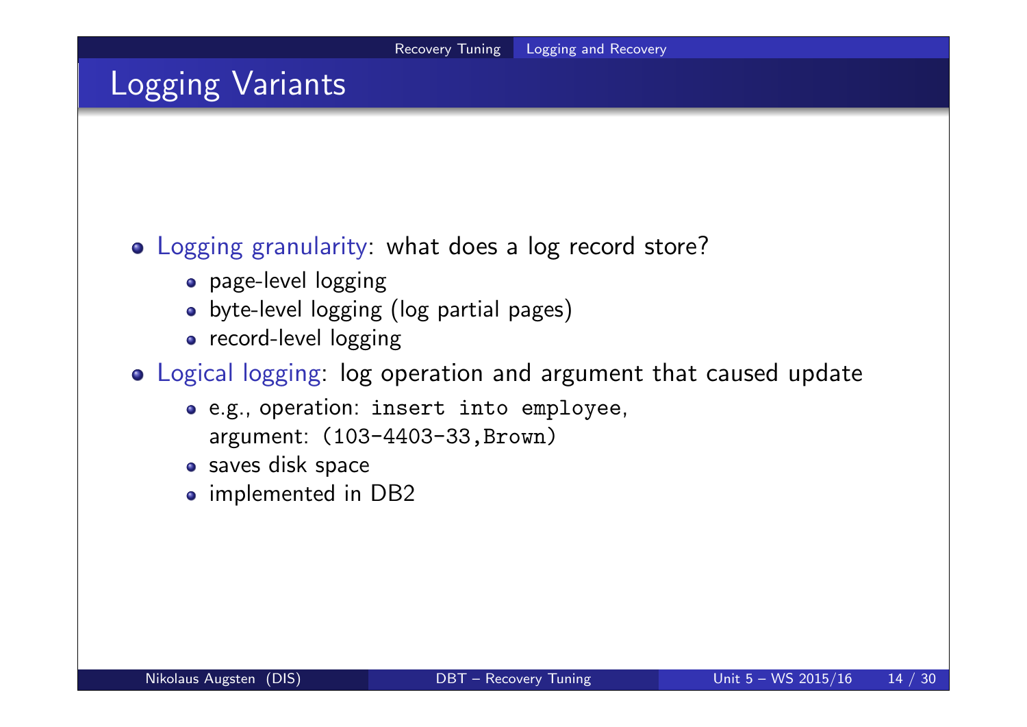# Logging Variants

- Logging granularity: what does a log record store?
  - page-level logging
  - byte-level logging (log partial pages)
  - record-level logging
- Logical logging: log operation and argument that caused update
  - e.g., operation: `insert into employee`, argument: `(103-4403-33,Brown)`
  - saves disk space
  - implemented in DB2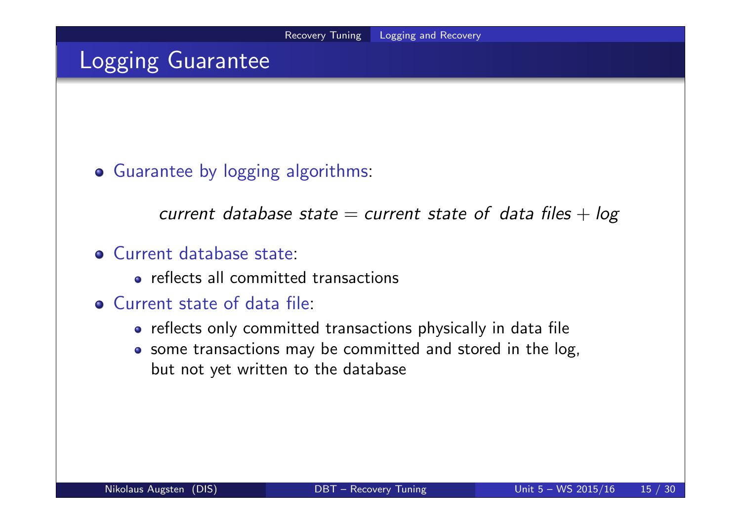# Logging Guarantee

- Guarantee by logging algorithms:

  *current database state = current state of data files + log*

- Current database state:
  - reflects all committed transactions
- Current state of data file:
  - reflects only committed transactions physically in data file
  - some transactions may be committed and stored in the log, but not yet written to the database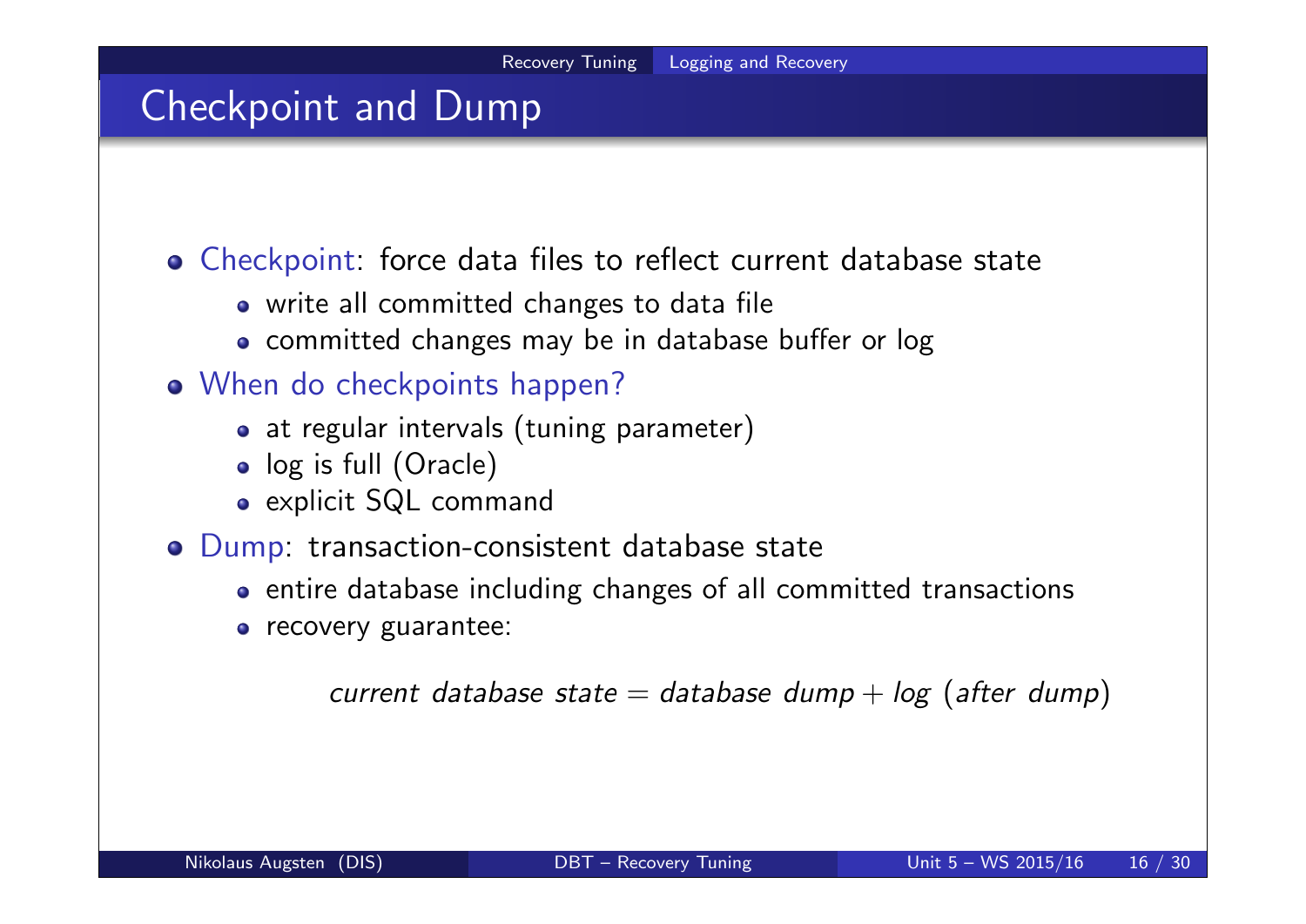# Checkpoint and Dump

- Checkpoint: force data files to reflect current database state
  - write all committed changes to data file
  - committed changes may be in database buffer or log
- When do checkpoints happen?
  - at regular intervals (tuning parameter)
  - log is full (Oracle)
  - explicit SQL command
- Dump: transaction-consistent database state
  - entire database including changes of all committed transactions
  - recovery guarantee:

$$\textit{current database state} = \textit{database dump} + \textit{log (after dump)}$$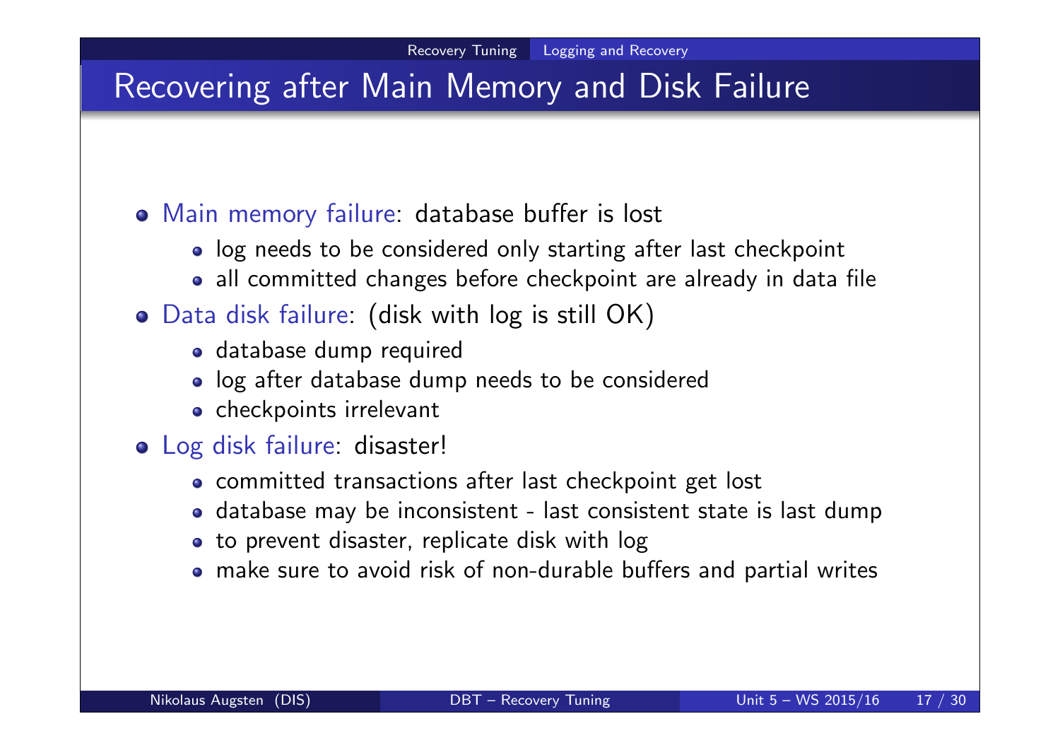# Recovering after Main Memory and Disk Failure

- Main memory failure: database buffer is lost
  - log needs to be considered only starting after last checkpoint
  - all committed changes before checkpoint are already in data file
- Data disk failure: (disk with log is still OK)
  - database dump required
  - log after database dump needs to be considered
  - checkpoints irrelevant
- Log disk failure: disaster!
  - committed transactions after last checkpoint get lost
  - database may be inconsistent - last consistent state is last dump
  - to prevent disaster, replicate disk with log
  - make sure to avoid risk of non-durable buffers and partial writes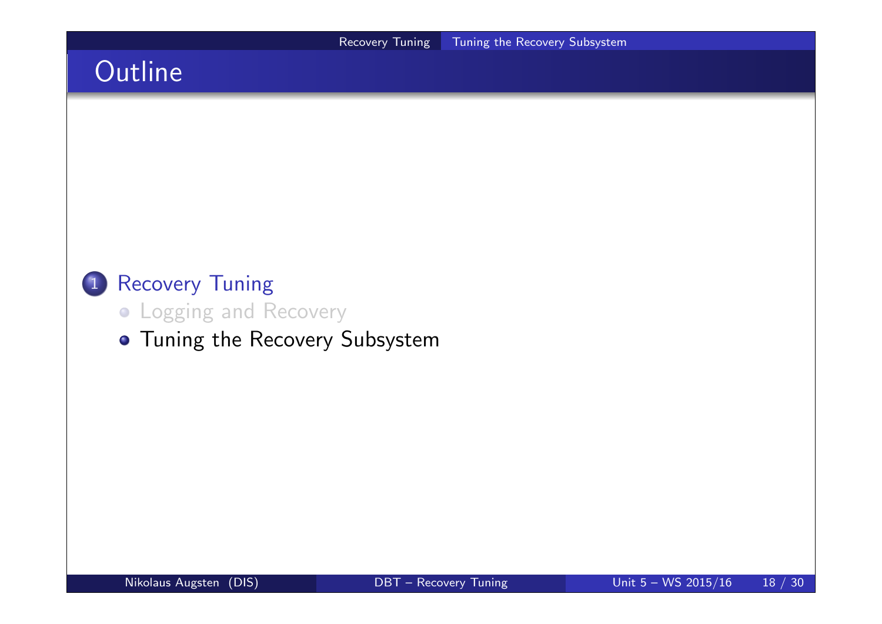# Outline

1. Recovery Tuning
   - Logging and Recovery
   - Tuning the Recovery Subsystem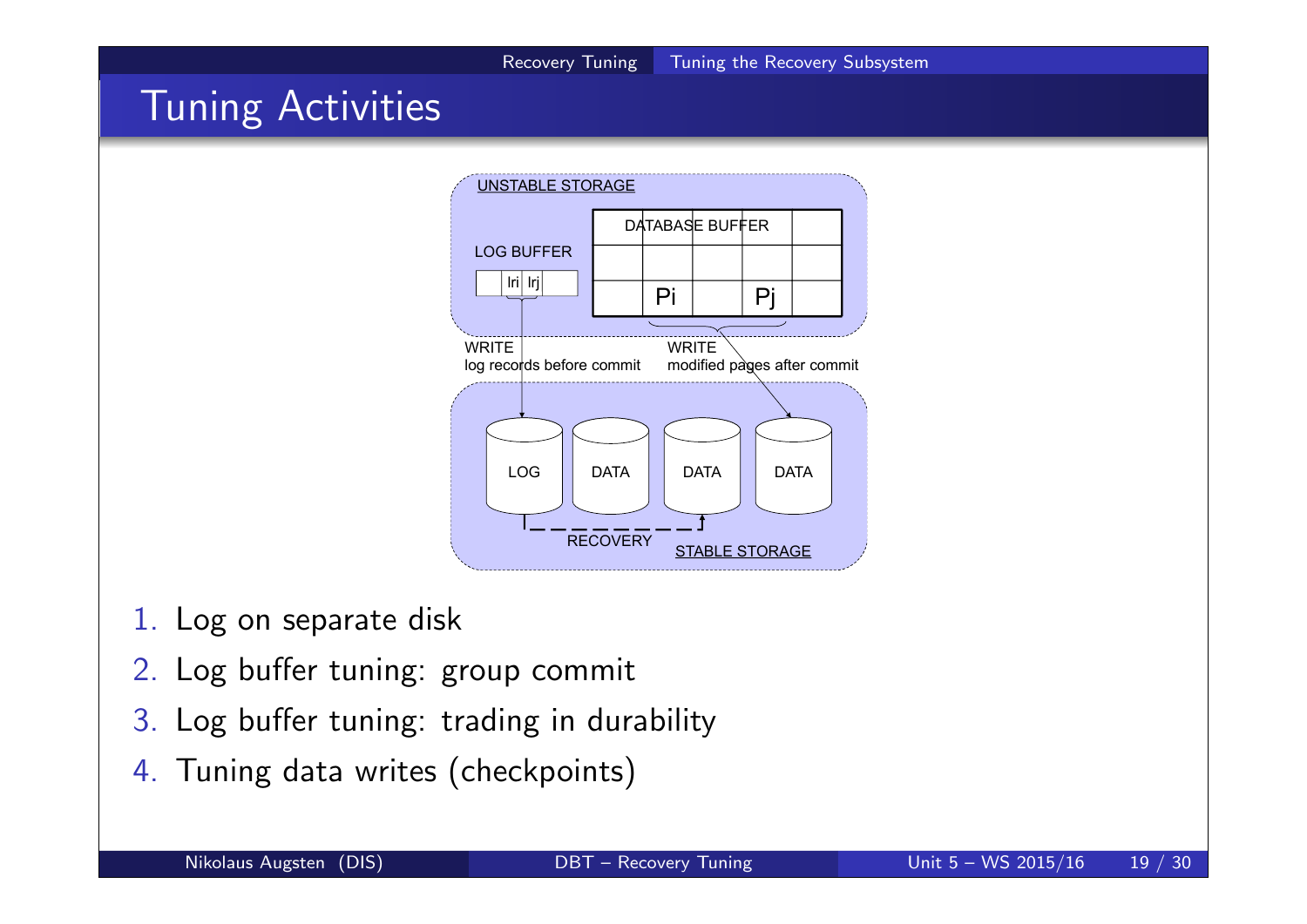# Tuning Activities

UNSTABLE STORAGE

LOG BUFFER

lri lrj

DATABASE BUFFER

Pi Pj

WRITE
log records before commit

WRITE
modified pages after commit

LOG DATA DATA DATA

RECOVERY

STABLE STORAGE

1. Log on separate disk
2. Log buffer tuning: group commit
3. Log buffer tuning: trading in durability
4. Tuning data writes (checkpoints)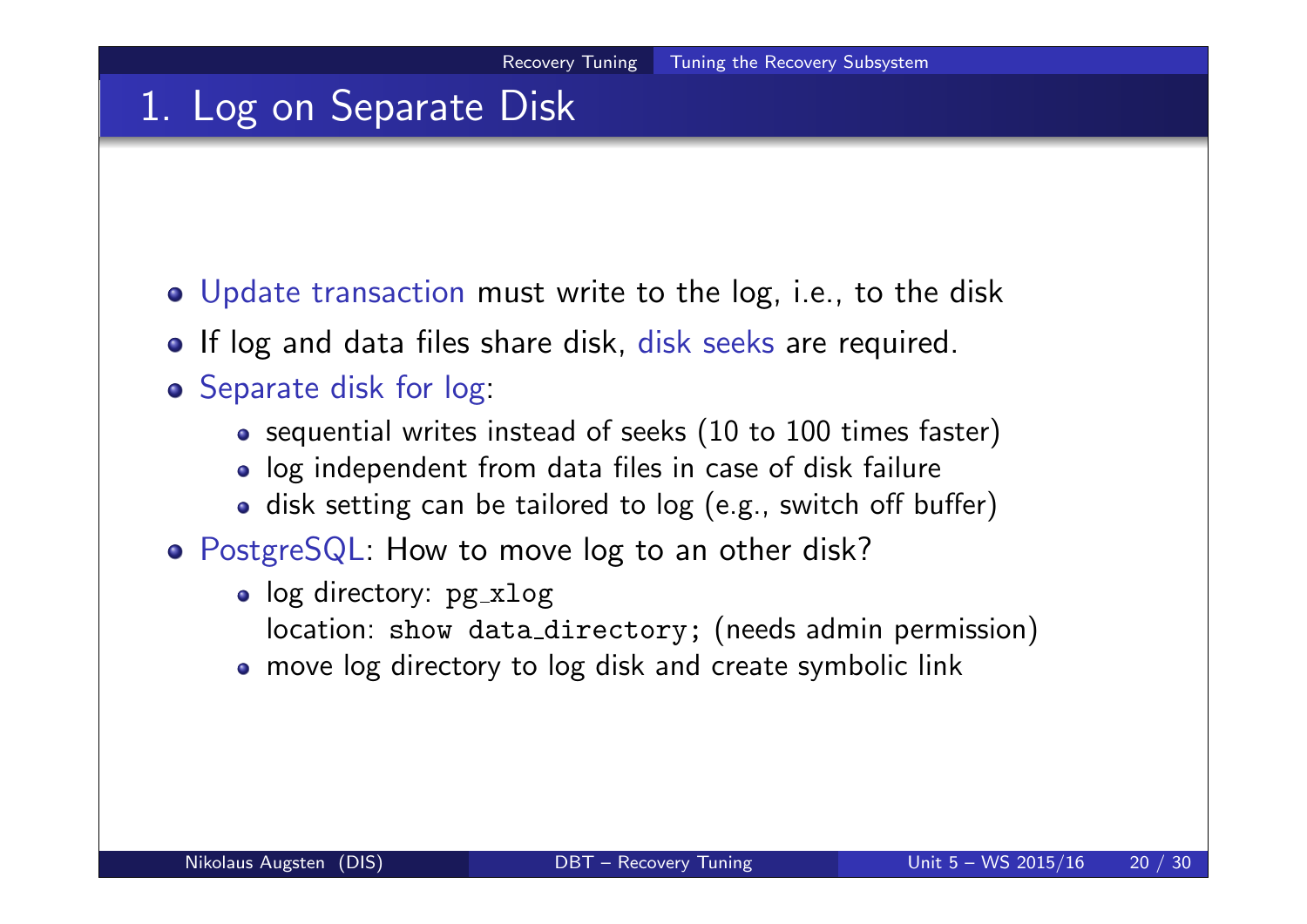# 1. Log on Separate Disk

- Update transaction must write to the log, i.e., to the disk
- If log and data files share disk, disk seeks are required.
- Separate disk for log:
  - sequential writes instead of seeks (10 to 100 times faster)
  - log independent from data files in case of disk failure
  - disk setting can be tailored to log (e.g., switch off buffer)
- PostgreSQL: How to move log to an other disk?
  - log directory: `pg_xlog`
    location: `show data_directory;` (needs admin permission)
  - move log directory to log disk and create symbolic link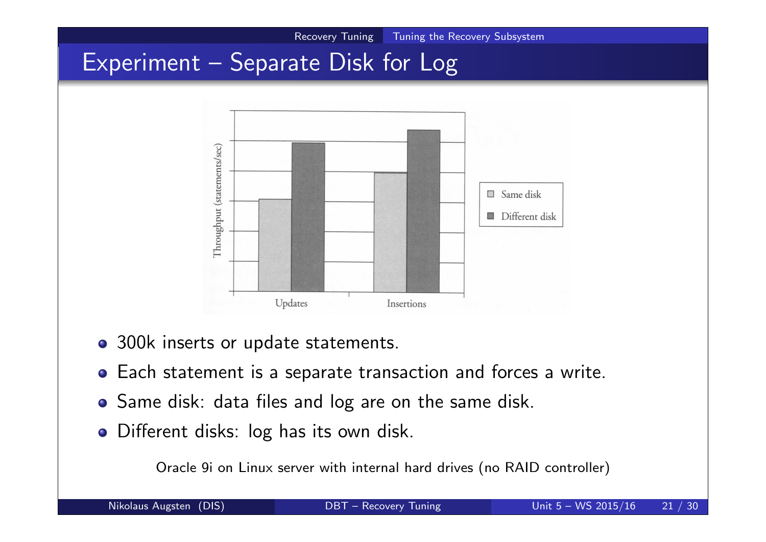# Experiment – Separate Disk for Log

- 300k inserts or update statements.
- Each statement is a separate transaction and forces a write.
- Same disk: data files and log are on the same disk.
- Different disks: log has its own disk.

Oracle 9i on Linux server with internal hard drives (no RAID controller)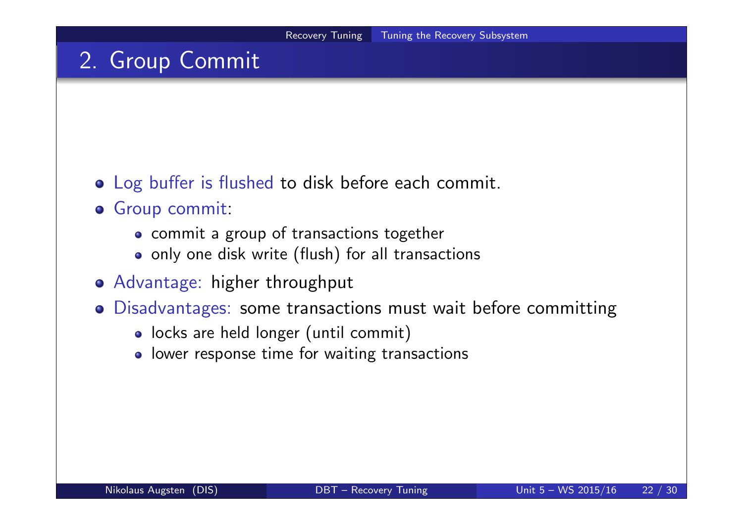## 2. Group Commit

- Log buffer is flushed to disk before each commit.
- Group commit:
  - commit a group of transactions together
  - only one disk write (flush) for all transactions
- Advantage: higher throughput
- Disadvantages: some transactions must wait before committing
  - locks are held longer (until commit)
  - lower response time for waiting transactions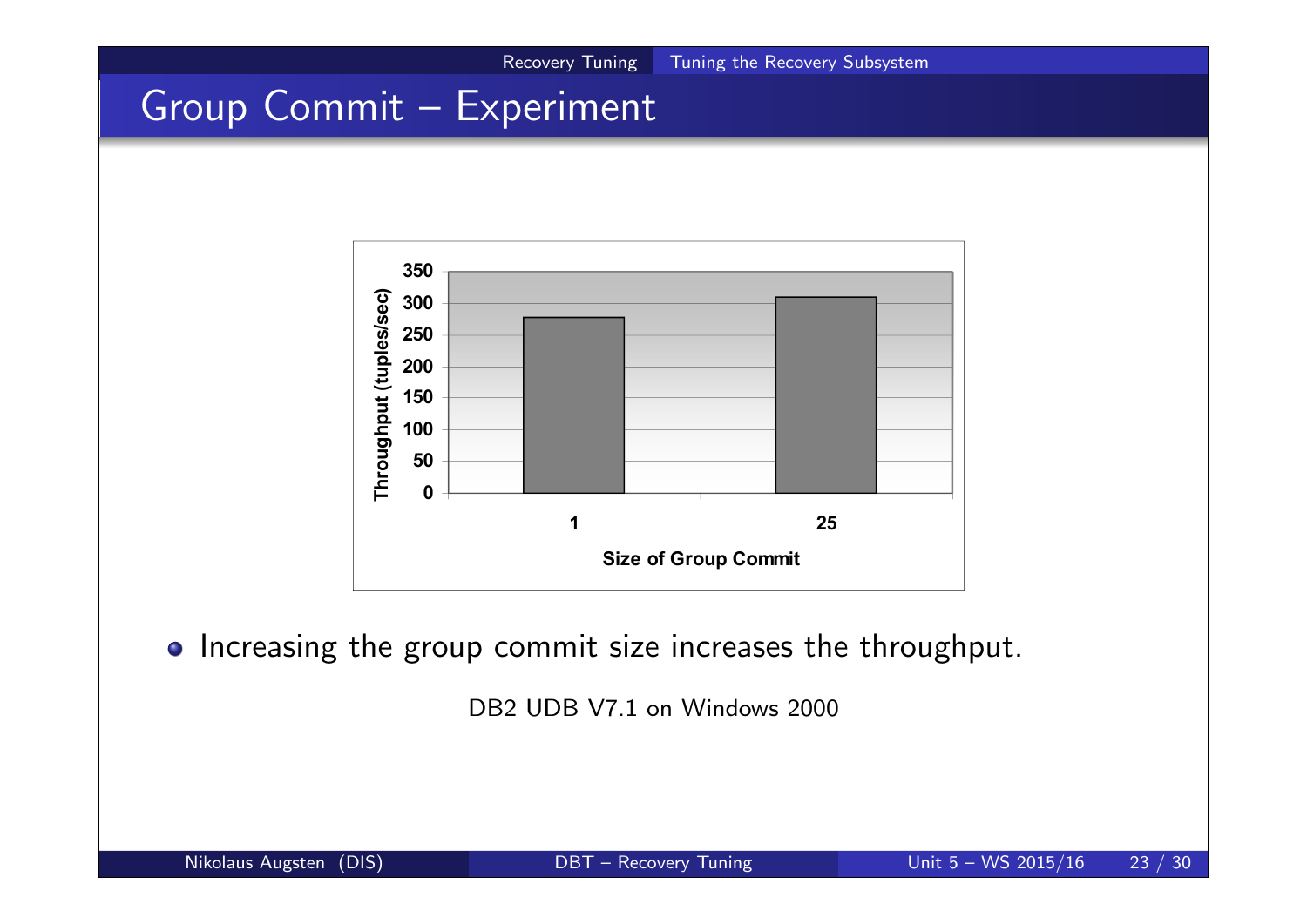## Group Commit – Experiment

| Size of Group Commit | Throughput (tuples/sec) |
|---|---|
| 1 | ~280 |
| 25 | ~310 |

- Increasing the group commit size increases the throughput.

DB2 UDB V7.1 on Windows 2000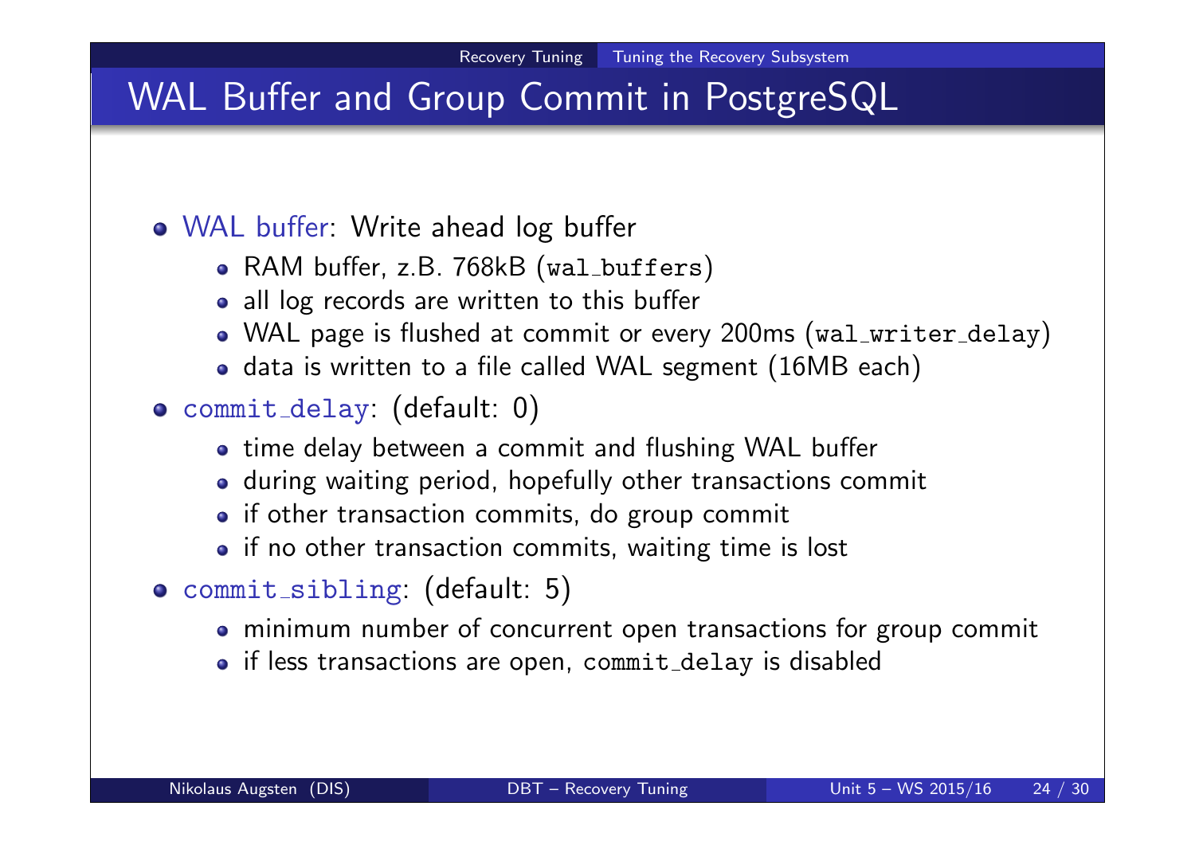# WAL Buffer and Group Commit in PostgreSQL

- WAL buffer: Write ahead log buffer
  - RAM buffer, z.B. 768kB (`wal_buffers`)
  - all log records are written to this buffer
  - WAL page is flushed at commit or every 200ms (`wal_writer_delay`)
  - data is written to a file called WAL segment (16MB each)
- `commit_delay`: (default: 0)
  - time delay between a commit and flushing WAL buffer
  - during waiting period, hopefully other transactions commit
  - if other transaction commits, do group commit
  - if no other transaction commits, waiting time is lost
- `commit_sibling`: (default: 5)
  - minimum number of concurrent open transactions for group commit
  - if less transactions are open, `commit_delay` is disabled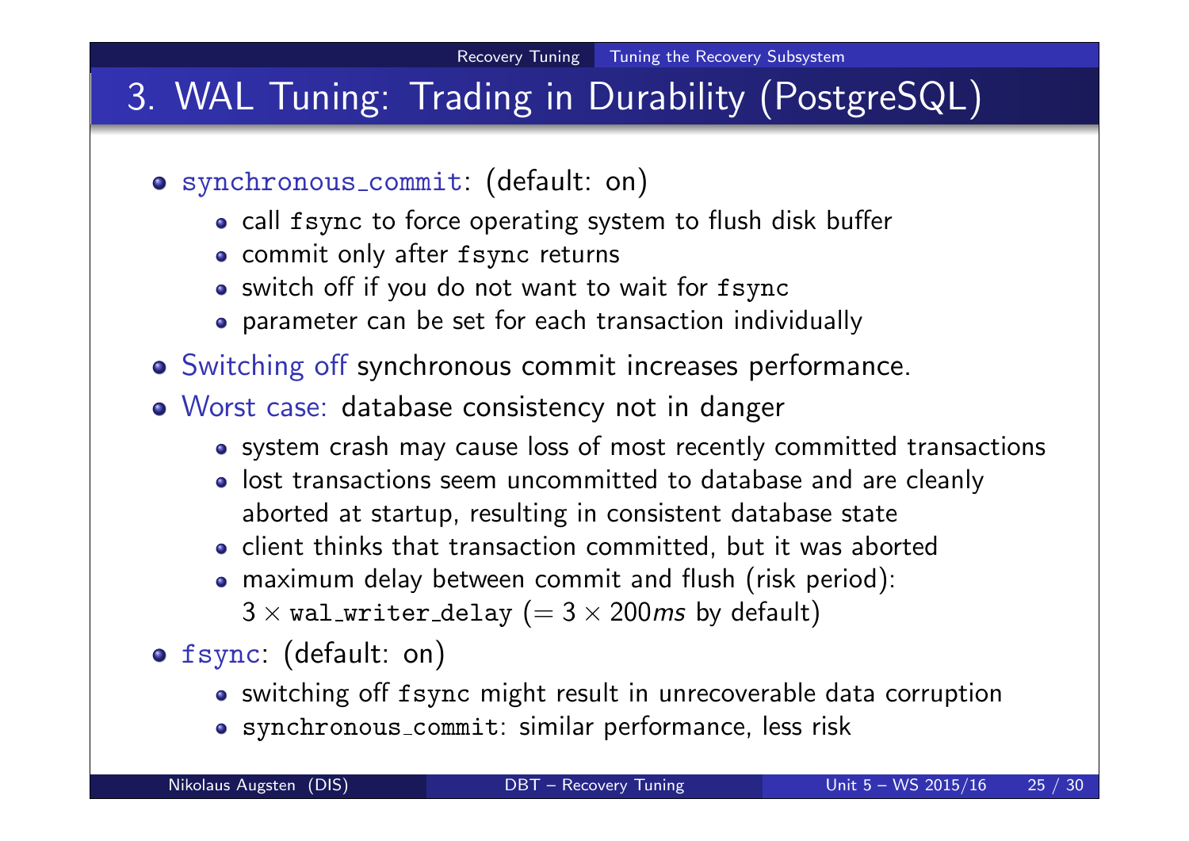# 3. WAL Tuning: Trading in Durability (PostgreSQL)

- `synchronous_commit`: (default: on)
  - call `fsync` to force operating system to flush disk buffer
  - commit only after `fsync` returns
  - switch off if you do not want to wait for `fsync`
  - parameter can be set for each transaction individually
- Switching off synchronous commit increases performance.
- Worst case: database consistency not in danger
  - system crash may cause loss of most recently committed transactions
  - lost transactions seem uncommitted to database and are cleanly aborted at startup, resulting in consistent database state
  - client thinks that transaction committed, but it was aborted
  - maximum delay between commit and flush (risk period): $3 \times$ `wal_writer_delay` ($= 3 \times 200ms$ by default)
- `fsync`: (default: on)
  - switching off `fsync` might result in unrecoverable data corruption
  - `synchronous_commit`: similar performance, less risk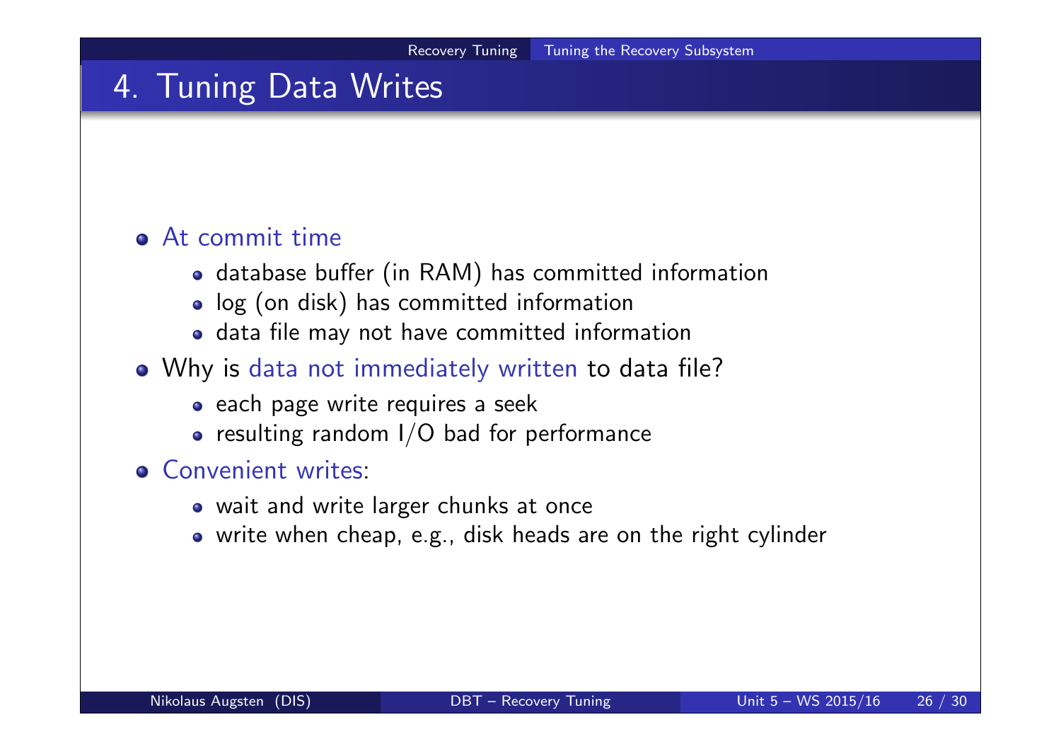# 4. Tuning Data Writes

- At commit time
  - database buffer (in RAM) has committed information
  - log (on disk) has committed information
  - data file may not have committed information
- Why is data not immediately written to data file?
  - each page write requires a seek
  - resulting random I/O bad for performance
- Convenient writes:
  - wait and write larger chunks at once
  - write when cheap, e.g., disk heads are on the right cylinder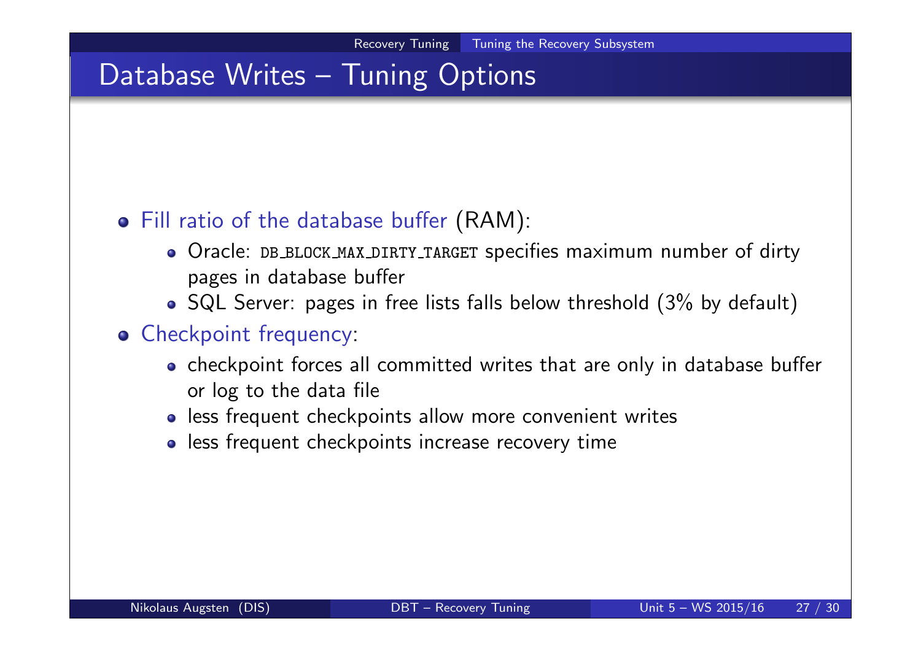# Database Writes – Tuning Options

- Fill ratio of the database buffer (RAM):
  - Oracle: `DB_BLOCK_MAX_DIRTY_TARGET` specifies maximum number of dirty pages in database buffer
  - SQL Server: pages in free lists falls below threshold (3% by default)
- Checkpoint frequency:
  - checkpoint forces all committed writes that are only in database buffer or log to the data file
  - less frequent checkpoints allow more convenient writes
  - less frequent checkpoints increase recovery time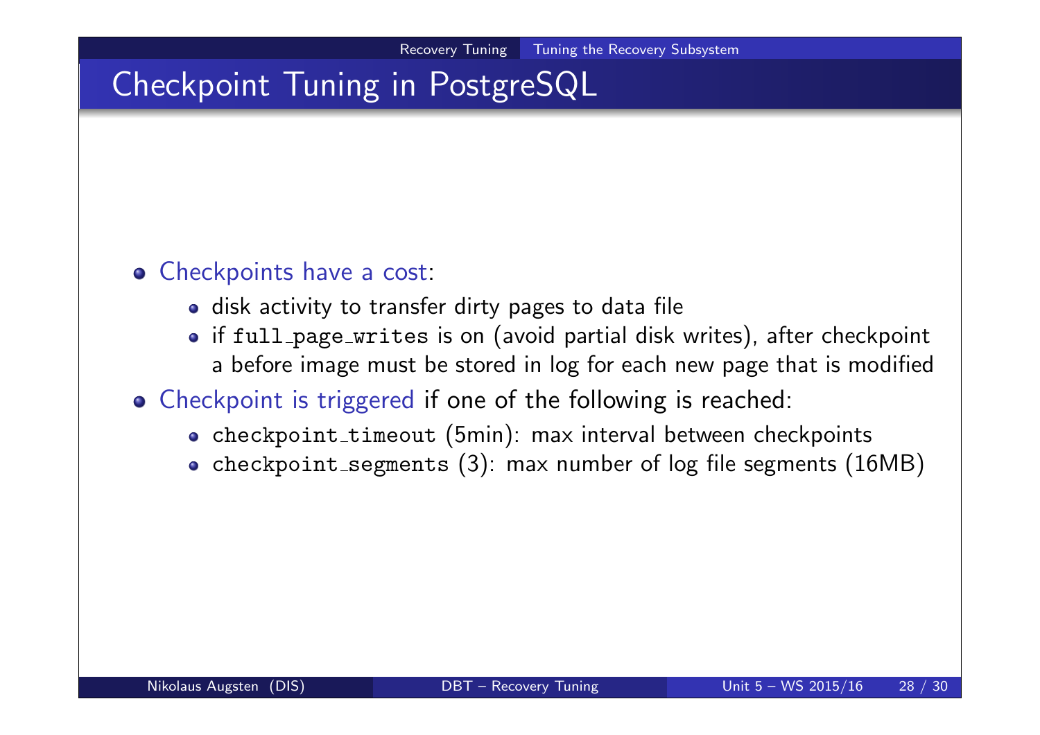# Checkpoint Tuning in PostgreSQL

- Checkpoints have a cost:
  - disk activity to transfer dirty pages to data file
  - if `full_page_writes` is on (avoid partial disk writes), after checkpoint a before image must be stored in log for each new page that is modified
- Checkpoint is triggered if one of the following is reached:
  - `checkpoint_timeout` (5min): max interval between checkpoints
  - `checkpoint_segments` (3): max number of log file segments (16MB)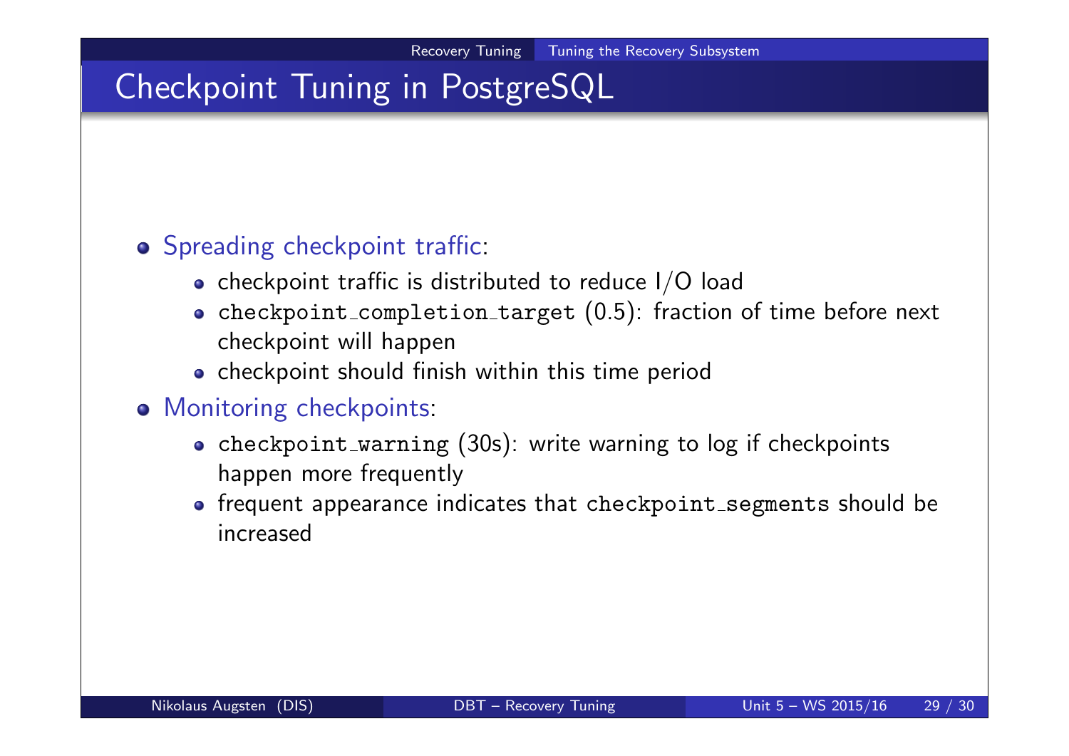# Checkpoint Tuning in PostgreSQL

- Spreading checkpoint traffic:
  - checkpoint traffic is distributed to reduce I/O load
  - `checkpoint_completion_target` (0.5): fraction of time before next checkpoint will happen
  - checkpoint should finish within this time period
- Monitoring checkpoints:
  - `checkpoint_warning` (30s): write warning to log if checkpoints happen more frequently
  - frequent appearance indicates that `checkpoint_segments` should be increased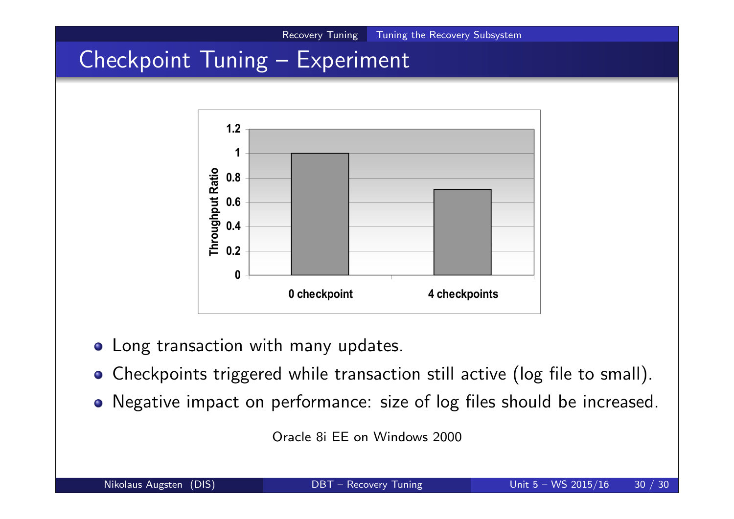# Checkpoint Tuning – Experiment

Throughput Ratio

1.2
1
0.8
0.6
0.4
0.2
0

0 checkpoint
4 checkpoints

- Long transaction with many updates.
- Checkpoints triggered while transaction still active (log file to small).
- Negative impact on performance: size of log files should be increased.

Oracle 8i EE on Windows 2000